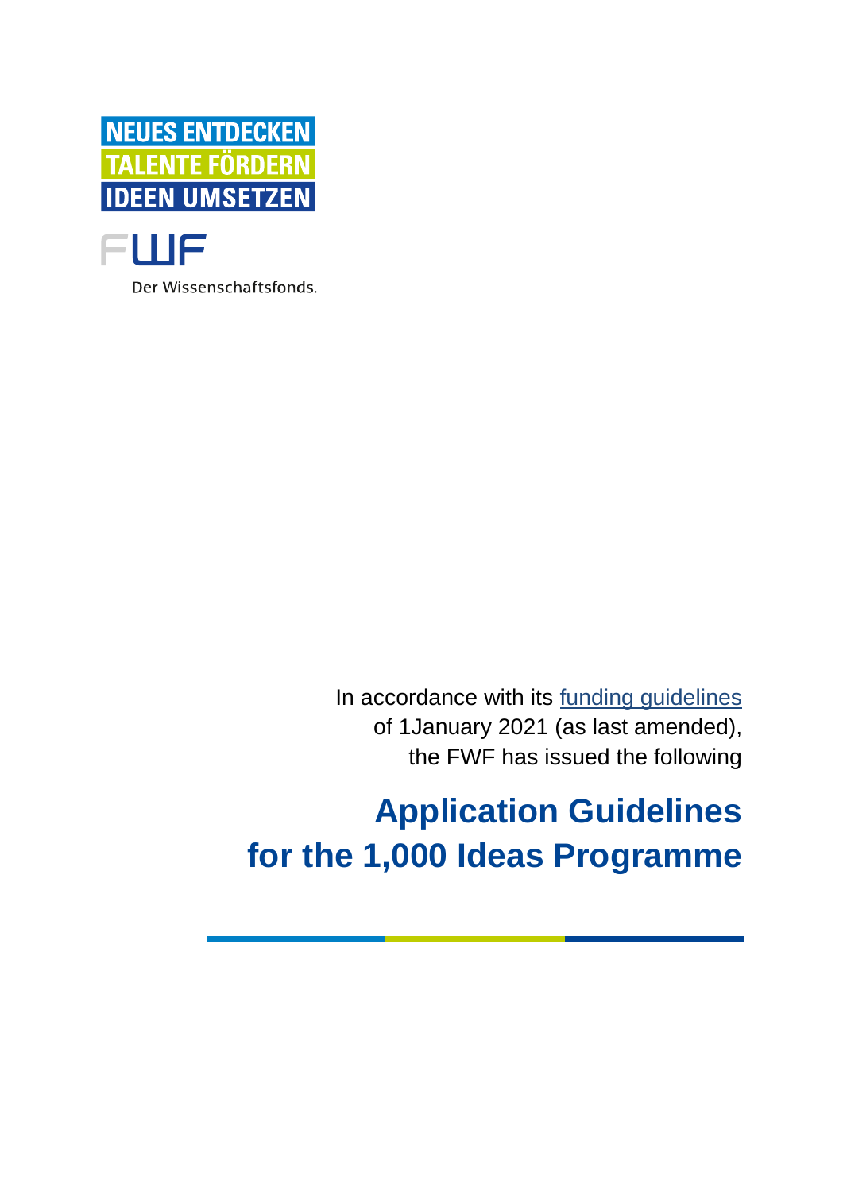NEUES ENTDECKEN
TALENTE FÖRDERN
IDEEN UMSETZEN

FWF

Der Wissenschaftsfonds.

In accordance with its [funding guidelines](funding guidelines)
of 1January 2021 (as last amended),
the FWF has issued the following

# Application Guidelines for the 1,000 Ideas Programme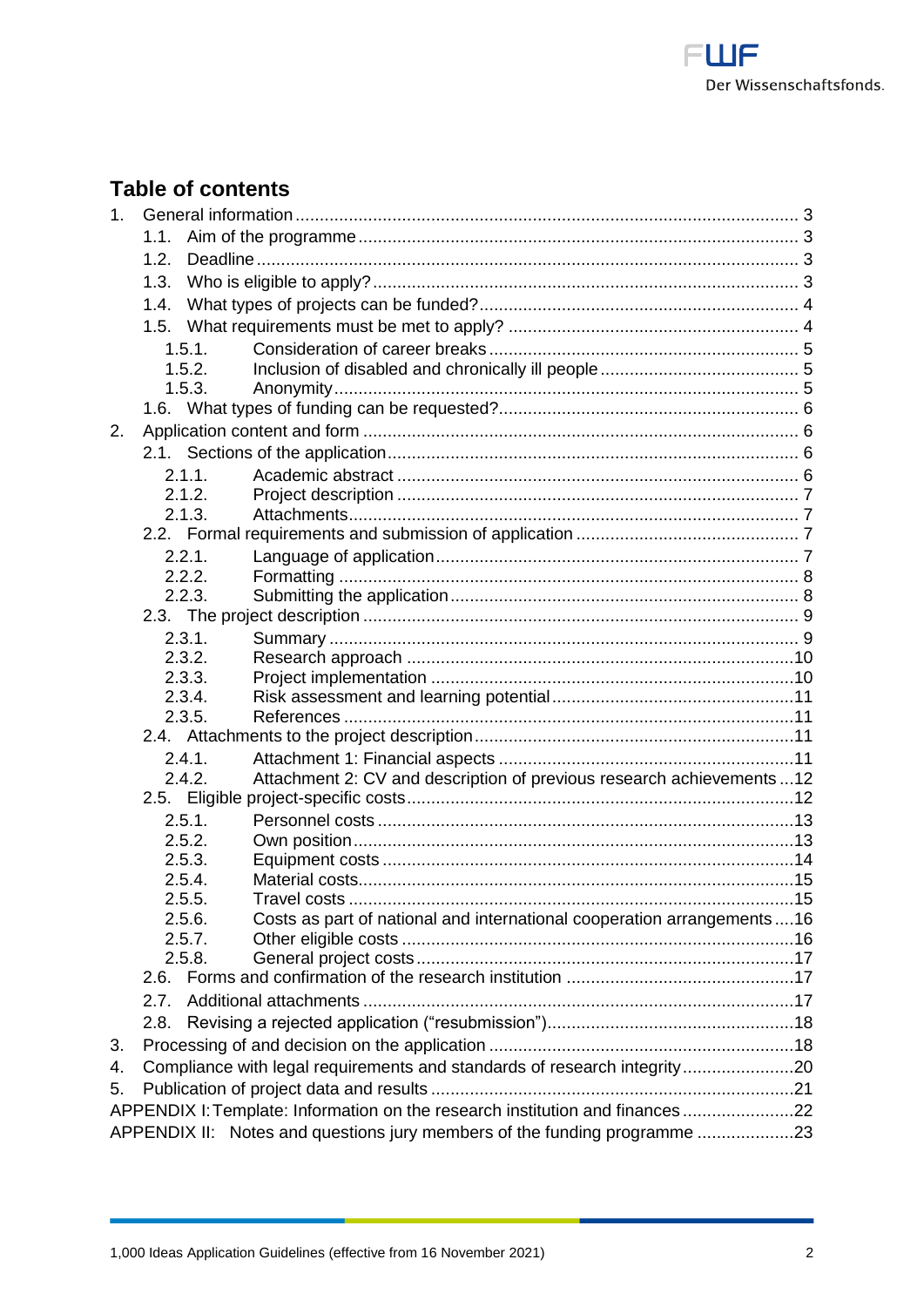## Table of contents

1. General information ........ 3
   - 1.1. Aim of the programme ........ 3
   - 1.2. Deadline ........ 3
   - 1.3. Who is eligible to apply? ........ 3
   - 1.4. What types of projects can be funded? ........ 4
   - 1.5. What requirements must be met to apply? ........ 4
     - 1.5.1. Consideration of career breaks ........ 5
     - 1.5.2. Inclusion of disabled and chronically ill people ........ 5
     - 1.5.3. Anonymity ........ 5
   - 1.6. What types of funding can be requested? ........ 6
2. Application content and form ........ 6
   - 2.1. Sections of the application ........ 6
     - 2.1.1. Academic abstract ........ 6
     - 2.1.2. Project description ........ 7
     - 2.1.3. Attachments ........ 7
   - 2.2. Formal requirements and submission of application ........ 7
     - 2.2.1. Language of application ........ 7
     - 2.2.2. Formatting ........ 8
     - 2.2.3. Submitting the application ........ 8
   - 2.3. The project description ........ 9
     - 2.3.1. Summary ........ 9
     - 2.3.2. Research approach ........ 10
     - 2.3.3. Project implementation ........ 10
     - 2.3.4. Risk assessment and learning potential ........ 11
     - 2.3.5. References ........ 11
   - 2.4. Attachments to the project description ........ 11
     - 2.4.1. Attachment 1: Financial aspects ........ 11
     - 2.4.2. Attachment 2: CV and description of previous research achievements ........ 12
   - 2.5. Eligible project-specific costs ........ 12
     - 2.5.1. Personnel costs ........ 13
     - 2.5.2. Own position ........ 13
     - 2.5.3. Equipment costs ........ 14
     - 2.5.4. Material costs ........ 15
     - 2.5.5. Travel costs ........ 15
     - 2.5.6. Costs as part of national and international cooperation arrangements ........ 16
     - 2.5.7. Other eligible costs ........ 16
     - 2.5.8. General project costs ........ 17
   - 2.6. Forms and confirmation of the research institution ........ 17
   - 2.7. Additional attachments ........ 17
   - 2.8. Revising a rejected application ("resubmission") ........ 18
3. Processing of and decision on the application ........ 18
4. Compliance with legal requirements and standards of research integrity ........ 20
5. Publication of project data and results ........ 21

APPENDIX I: Template: Information on the research institution and finances ........ 22

APPENDIX II: Notes and questions jury members of the funding programme ........ 23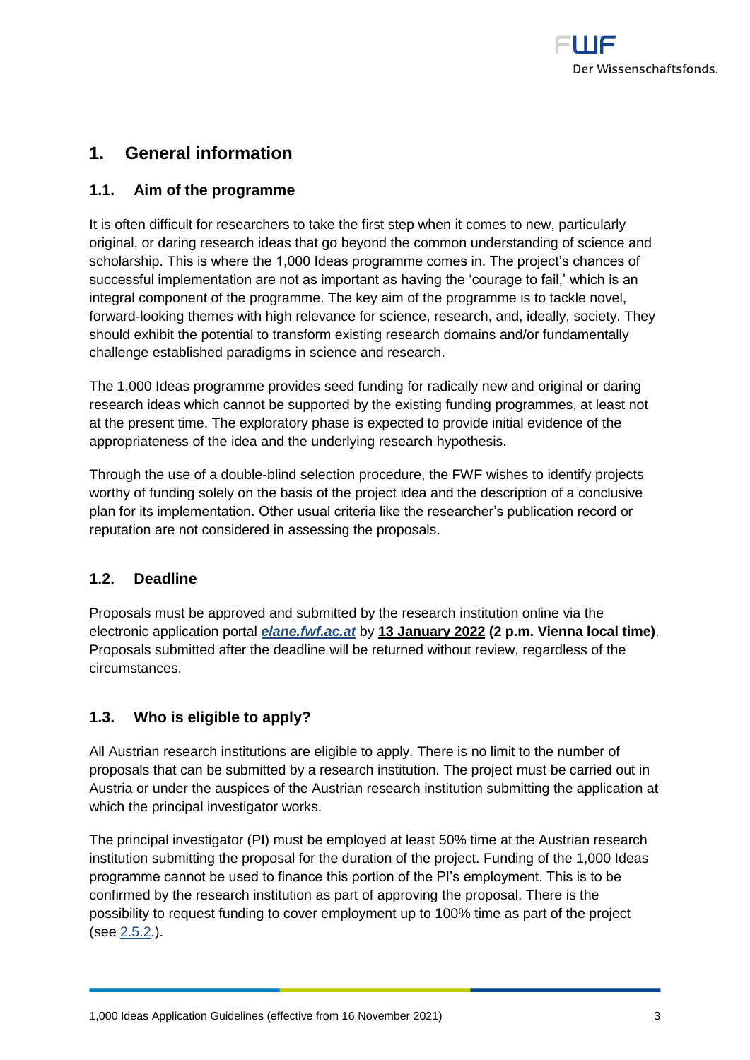# 1. General information

## 1.1. Aim of the programme

It is often difficult for researchers to take the first step when it comes to new, particularly original, or daring research ideas that go beyond the common understanding of science and scholarship. This is where the 1,000 Ideas programme comes in. The project's chances of successful implementation are not as important as having the 'courage to fail,' which is an integral component of the programme. The key aim of the programme is to tackle novel, forward-looking themes with high relevance for science, research, and, ideally, society. They should exhibit the potential to transform existing research domains and/or fundamentally challenge established paradigms in science and research.

The 1,000 Ideas programme provides seed funding for radically new and original or daring research ideas which cannot be supported by the existing funding programmes, at least not at the present time. The exploratory phase is expected to provide initial evidence of the appropriateness of the idea and the underlying research hypothesis.

Through the use of a double-blind selection procedure, the FWF wishes to identify projects worthy of funding solely on the basis of the project idea and the description of a conclusive plan for its implementation. Other usual criteria like the researcher's publication record or reputation are not considered in assessing the proposals.

## 1.2. Deadline

Proposals must be approved and submitted by the research institution online via the electronic application portal ***elane.fwf.ac.at*** by **13 January 2022 (2 p.m. Vienna local time)**. Proposals submitted after the deadline will be returned without review, regardless of the circumstances.

## 1.3. Who is eligible to apply?

All Austrian research institutions are eligible to apply. There is no limit to the number of proposals that can be submitted by a research institution. The project must be carried out in Austria or under the auspices of the Austrian research institution submitting the application at which the principal investigator works.

The principal investigator (PI) must be employed at least 50% time at the Austrian research institution submitting the proposal for the duration of the project. Funding of the 1,000 Ideas programme cannot be used to finance this portion of the PI's employment. This is to be confirmed by the research institution as part of approving the proposal. There is the possibility to request funding to cover employment up to 100% time as part of the project (see 2.5.2.).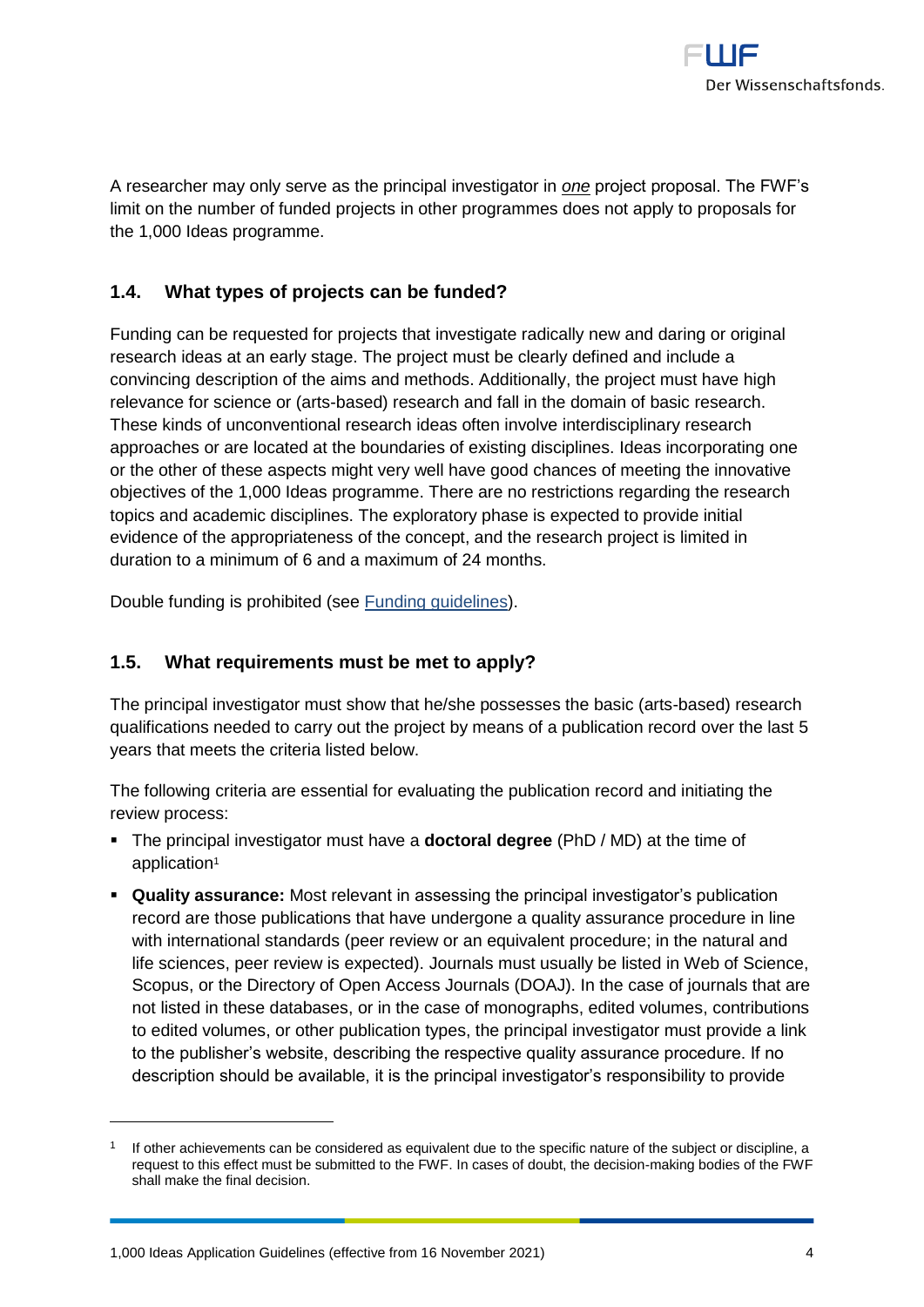A researcher may only serve as the principal investigator in *one* project proposal. The FWF's limit on the number of funded projects in other programmes does not apply to proposals for the 1,000 Ideas programme.

## 1.4. What types of projects can be funded?

Funding can be requested for projects that investigate radically new and daring or original research ideas at an early stage. The project must be clearly defined and include a convincing description of the aims and methods. Additionally, the project must have high relevance for science or (arts-based) research and fall in the domain of basic research. These kinds of unconventional research ideas often involve interdisciplinary research approaches or are located at the boundaries of existing disciplines. Ideas incorporating one or the other of these aspects might very well have good chances of meeting the innovative objectives of the 1,000 Ideas programme. There are no restrictions regarding the research topics and academic disciplines. The exploratory phase is expected to provide initial evidence of the appropriateness of the concept, and the research project is limited in duration to a minimum of 6 and a maximum of 24 months.

Double funding is prohibited (see Funding guidelines).

## 1.5. What requirements must be met to apply?

The principal investigator must show that he/she possesses the basic (arts-based) research qualifications needed to carry out the project by means of a publication record over the last 5 years that meets the criteria listed below.

The following criteria are essential for evaluating the publication record and initiating the review process:

- The principal investigator must have a **doctoral degree** (PhD / MD) at the time of application[1]
- **Quality assurance:** Most relevant in assessing the principal investigator's publication record are those publications that have undergone a quality assurance procedure in line with international standards (peer review or an equivalent procedure; in the natural and life sciences, peer review is expected). Journals must usually be listed in Web of Science, Scopus, or the Directory of Open Access Journals (DOAJ). In the case of journals that are not listed in these databases, or in the case of monographs, edited volumes, contributions to edited volumes, or other publication types, the principal investigator must provide a link to the publisher's website, describing the respective quality assurance procedure. If no description should be available, it is the principal investigator's responsibility to provide

[1] If other achievements can be considered as equivalent due to the specific nature of the subject or discipline, a request to this effect must be submitted to the FWF. In cases of doubt, the decision-making bodies of the FWF shall make the final decision.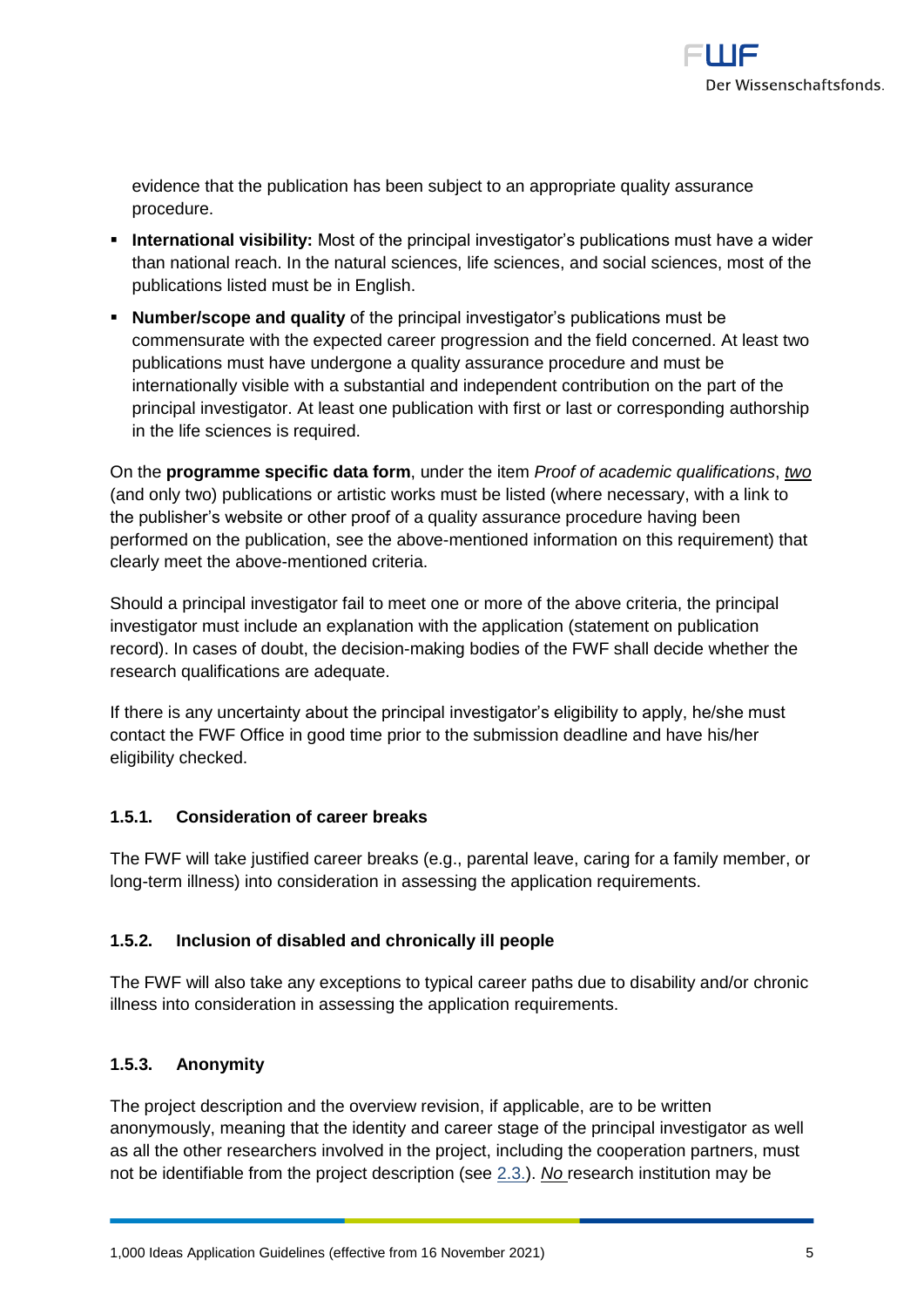evidence that the publication has been subject to an appropriate quality assurance procedure.

- **International visibility:** Most of the principal investigator's publications must have a wider than national reach. In the natural sciences, life sciences, and social sciences, most of the publications listed must be in English.
- **Number/scope and quality** of the principal investigator's publications must be commensurate with the expected career progression and the field concerned. At least two publications must have undergone a quality assurance procedure and must be internationally visible with a substantial and independent contribution on the part of the principal investigator. At least one publication with first or last or corresponding authorship in the life sciences is required.

On the **programme specific data form**, under the item *Proof of academic qualifications*, *two* (and only two) publications or artistic works must be listed (where necessary, with a link to the publisher's website or other proof of a quality assurance procedure having been performed on the publication, see the above-mentioned information on this requirement) that clearly meet the above-mentioned criteria.

Should a principal investigator fail to meet one or more of the above criteria, the principal investigator must include an explanation with the application (statement on publication record). In cases of doubt, the decision-making bodies of the FWF shall decide whether the research qualifications are adequate.

If there is any uncertainty about the principal investigator's eligibility to apply, he/she must contact the FWF Office in good time prior to the submission deadline and have his/her eligibility checked.

### 1.5.1. Consideration of career breaks

The FWF will take justified career breaks (e.g., parental leave, caring for a family member, or long-term illness) into consideration in assessing the application requirements.

### 1.5.2. Inclusion of disabled and chronically ill people

The FWF will also take any exceptions to typical career paths due to disability and/or chronic illness into consideration in assessing the application requirements.

### 1.5.3. Anonymity

The project description and the overview revision, if applicable, are to be written anonymously, meaning that the identity and career stage of the principal investigator as well as all the other researchers involved in the project, including the cooperation partners, must not be identifiable from the project description (see 2.3.). *No* research institution may be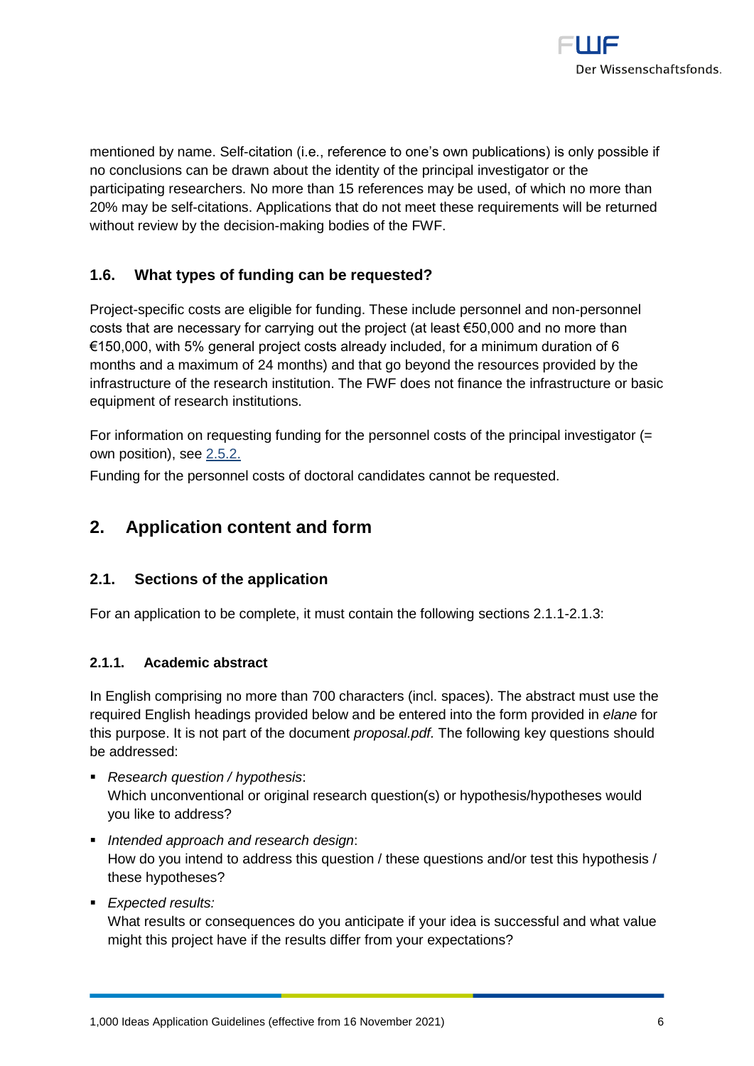mentioned by name. Self-citation (i.e., reference to one's own publications) is only possible if no conclusions can be drawn about the identity of the principal investigator or the participating researchers. No more than 15 references may be used, of which no more than 20% may be self-citations. Applications that do not meet these requirements will be returned without review by the decision-making bodies of the FWF.

### 1.6. What types of funding can be requested?

Project-specific costs are eligible for funding. These include personnel and non-personnel costs that are necessary for carrying out the project (at least €50,000 and no more than €150,000, with 5% general project costs already included, for a minimum duration of 6 months and a maximum of 24 months) and that go beyond the resources provided by the infrastructure of the research institution. The FWF does not finance the infrastructure or basic equipment of research institutions.

For information on requesting funding for the personnel costs of the principal investigator (= own position), see 2.5.2.

Funding for the personnel costs of doctoral candidates cannot be requested.

## 2. Application content and form

### 2.1. Sections of the application

For an application to be complete, it must contain the following sections 2.1.1-2.1.3:

#### 2.1.1. Academic abstract

In English comprising no more than 700 characters (incl. spaces). The abstract must use the required English headings provided below and be entered into the form provided in *elane* for this purpose. It is not part of the document *proposal.pdf.* The following key questions should be addressed:

- *Research question / hypothesis*:
  Which unconventional or original research question(s) or hypothesis/hypotheses would you like to address?
- *Intended approach and research design*:
  How do you intend to address this question / these questions and/or test this hypothesis / these hypotheses?
- *Expected results:*
  What results or consequences do you anticipate if your idea is successful and what value might this project have if the results differ from your expectations?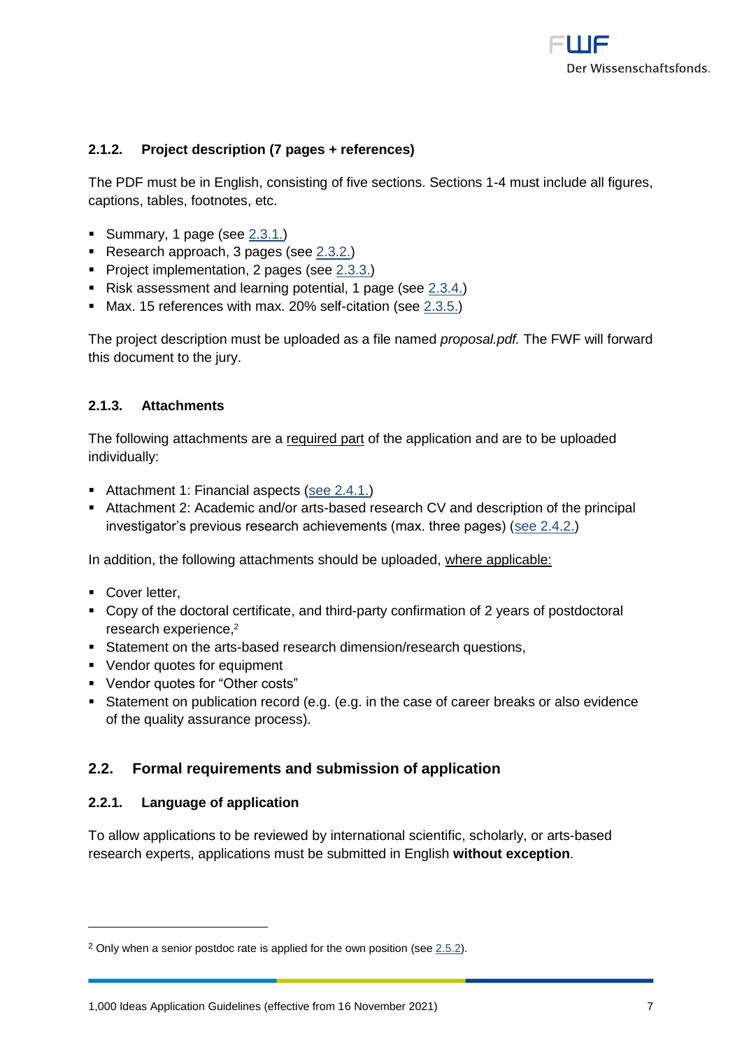### 2.1.2. Project description (7 pages + references)

The PDF must be in English, consisting of five sections. Sections 1-4 must include all figures, captions, tables, footnotes, etc.

- Summary, 1 page (see 2.3.1.)
- Research approach, 3 pages (see 2.3.2.)
- Project implementation, 2 pages (see 2.3.3.)
- Risk assessment and learning potential, 1 page (see 2.3.4.)
- Max. 15 references with max. 20% self-citation (see 2.3.5.)

The project description must be uploaded as a file named *proposal.pdf.* The FWF will forward this document to the jury.

### 2.1.3. Attachments

The following attachments are a required part of the application and are to be uploaded individually:

- Attachment 1: Financial aspects (see 2.4.1.)
- Attachment 2: Academic and/or arts-based research CV and description of the principal investigator's previous research achievements (max. three pages) (see 2.4.2.)

In addition, the following attachments should be uploaded, where applicable:

- Cover letter,
- Copy of the doctoral certificate, and third-party confirmation of 2 years of postdoctoral research experience,[2]
- Statement on the arts-based research dimension/research questions,
- Vendor quotes for equipment
- Vendor quotes for "Other costs"
- Statement on publication record (e.g. (e.g. in the case of career breaks or also evidence of the quality assurance process).

## 2.2. Formal requirements and submission of application

### 2.2.1. Language of application

To allow applications to be reviewed by international scientific, scholarly, or arts-based research experts, applications must be submitted in English **without exception**.

[2] Only when a senior postdoc rate is applied for the own position (see 2.5.2).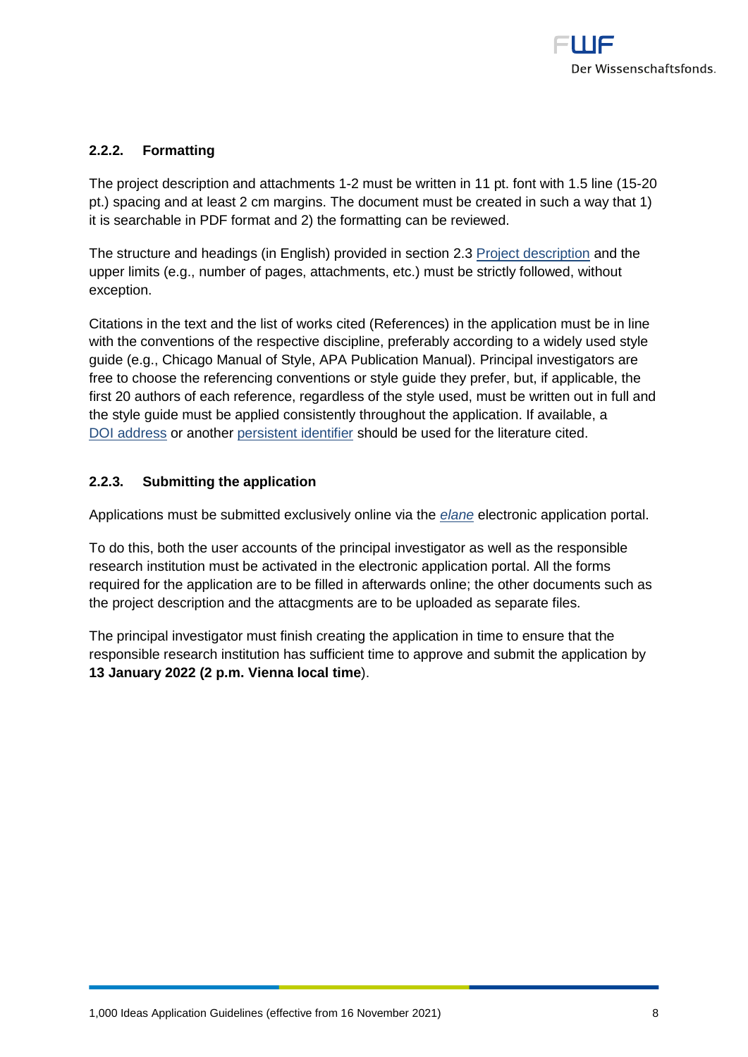### 2.2.2. Formatting

The project description and attachments 1-2 must be written in 11 pt. font with 1.5 line (15-20 pt.) spacing and at least 2 cm margins. The document must be created in such a way that 1) it is searchable in PDF format and 2) the formatting can be reviewed.

The structure and headings (in English) provided in section 2.3 Project description and the upper limits (e.g., number of pages, attachments, etc.) must be strictly followed, without exception.

Citations in the text and the list of works cited (References) in the application must be in line with the conventions of the respective discipline, preferably according to a widely used style guide (e.g., Chicago Manual of Style, APA Publication Manual). Principal investigators are free to choose the referencing conventions or style guide they prefer, but, if applicable, the first 20 authors of each reference, regardless of the style used, must be written out in full and the style guide must be applied consistently throughout the application. If available, a DOI address or another persistent identifier should be used for the literature cited.

### 2.2.3. Submitting the application

Applications must be submitted exclusively online via the *elane* electronic application portal.

To do this, both the user accounts of the principal investigator as well as the responsible research institution must be activated in the electronic application portal. All the forms required for the application are to be filled in afterwards online; the other documents such as the project description and the attacgments are to be uploaded as separate files.

The principal investigator must finish creating the application in time to ensure that the responsible research institution has sufficient time to approve and submit the application by **13 January 2022 (2 p.m. Vienna local time**).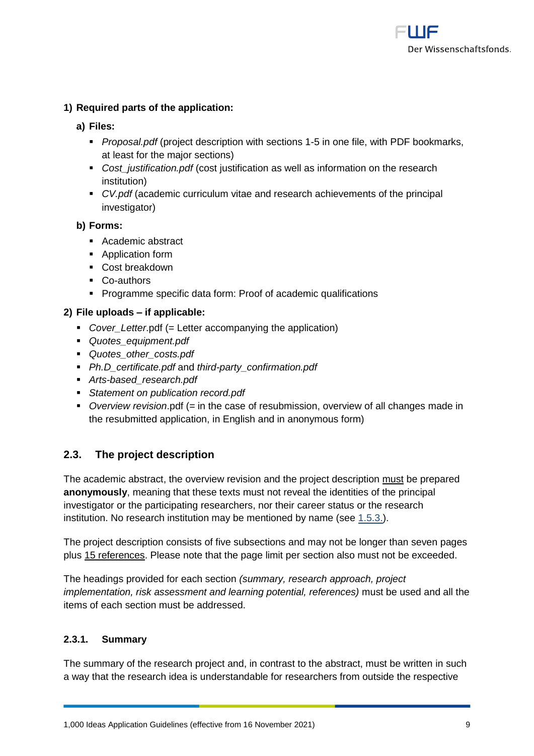**1) Required parts of the application:**

**a) Files:**

- *Proposal.pdf* (project description with sections 1-5 in one file, with PDF bookmarks, at least for the major sections)
- *Cost_justification.pdf* (cost justification as well as information on the research institution)
- *CV.pdf* (academic curriculum vitae and research achievements of the principal investigator)

**b) Forms:**

- Academic abstract
- Application form
- Cost breakdown
- Co-authors
- Programme specific data form: Proof of academic qualifications

**2) File uploads – if applicable:**

- *Cover_Letter*.pdf (= Letter accompanying the application)
- *Quotes_equipment.pdf*
- *Quotes_other_costs.pdf*
- *Ph.D_certificate.pdf* and *third-party_confirmation.pdf*
- *Arts-based_research.pdf*
- *Statement on publication record.pdf*
- *Overview revision*.pdf (= in the case of resubmission, overview of all changes made in the resubmitted application, in English and in anonymous form)

## 2.3. The project description

The academic abstract, the overview revision and the project description must be prepared **anonymously**, meaning that these texts must not reveal the identities of the principal investigator or the participating researchers, nor their career status or the research institution. No research institution may be mentioned by name (see 1.5.3.).

The project description consists of five subsections and may not be longer than seven pages plus 15 references. Please note that the page limit per section also must not be exceeded.

The headings provided for each section *(summary, research approach, project implementation, risk assessment and learning potential, references)* must be used and all the items of each section must be addressed.

### 2.3.1. Summary

The summary of the research project and, in contrast to the abstract, must be written in such a way that the research idea is understandable for researchers from outside the respective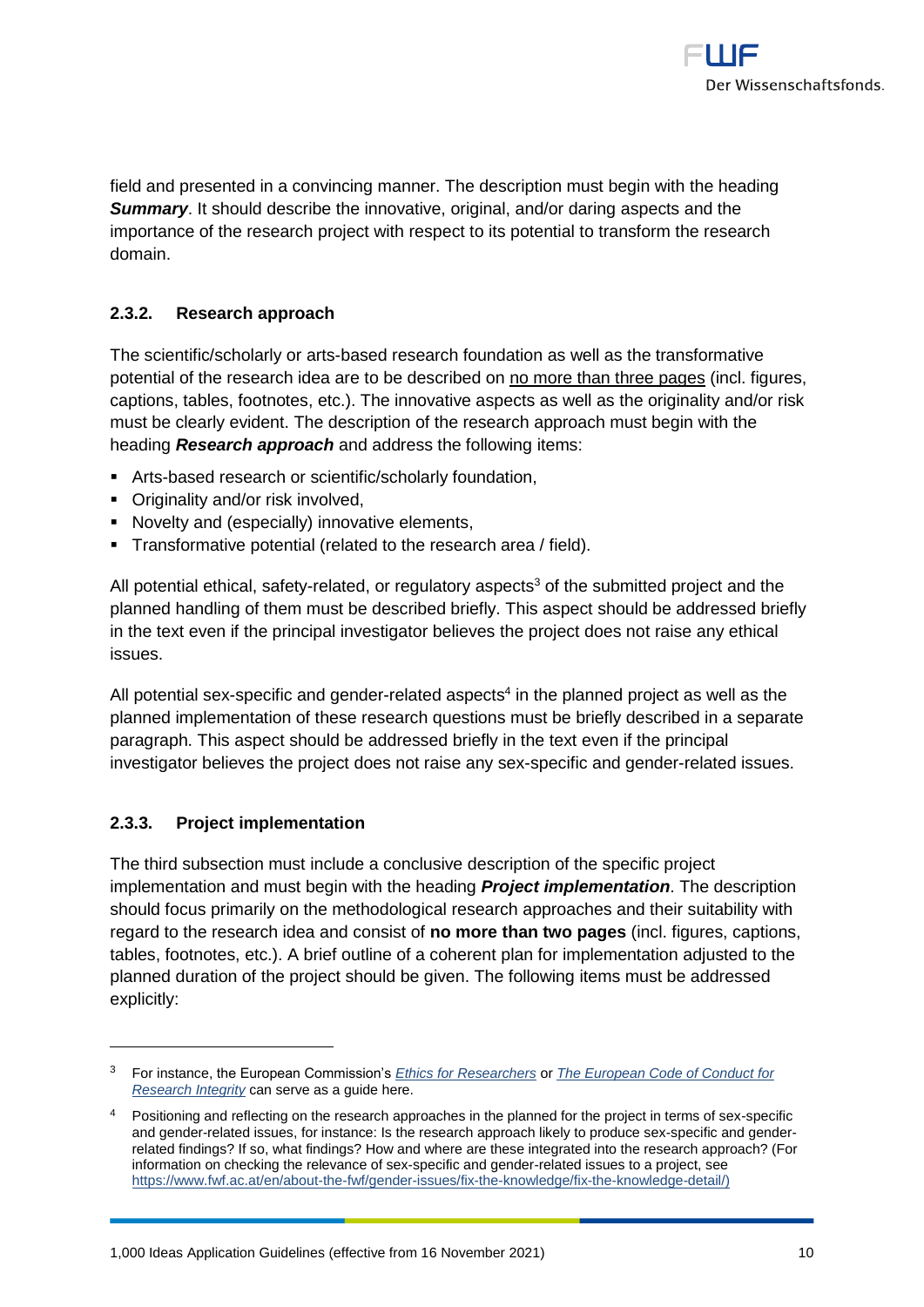field and presented in a convincing manner. The description must begin with the heading ***Summary***. It should describe the innovative, original, and/or daring aspects and the importance of the research project with respect to its potential to transform the research domain.

### 2.3.2. Research approach

The scientific/scholarly or arts-based research foundation as well as the transformative potential of the research idea are to be described on <u>no more than three pages</u> (incl. figures, captions, tables, footnotes, etc.). The innovative aspects as well as the originality and/or risk must be clearly evident. The description of the research approach must begin with the heading ***Research approach*** and address the following items:

- Arts-based research or scientific/scholarly foundation,
- Originality and/or risk involved,
- Novelty and (especially) innovative elements,
- Transformative potential (related to the research area / field).

All potential ethical, safety-related, or regulatory aspects[3] of the submitted project and the planned handling of them must be described briefly. This aspect should be addressed briefly in the text even if the principal investigator believes the project does not raise any ethical issues.

All potential sex-specific and gender-related aspects[4] in the planned project as well as the planned implementation of these research questions must be briefly described in a separate paragraph. This aspect should be addressed briefly in the text even if the principal investigator believes the project does not raise any sex-specific and gender-related issues.

### 2.3.3. Project implementation

The third subsection must include a conclusive description of the specific project implementation and must begin with the heading ***Project implementation***. The description should focus primarily on the methodological research approaches and their suitability with regard to the research idea and consist of **no more than two pages** (incl. figures, captions, tables, footnotes, etc.). A brief outline of a coherent plan for implementation adjusted to the planned duration of the project should be given. The following items must be addressed explicitly:

---

[3] For instance, the European Commission's *Ethics for Researchers* or *The European Code of Conduct for Research Integrity* can serve as a guide here.

[4] Positioning and reflecting on the research approaches in the planned for the project in terms of sex-specific and gender-related issues, for instance: Is the research approach likely to produce sex-specific and gender-related findings? If so, what findings? How and where are these integrated into the research approach? (For information on checking the relevance of sex-specific and gender-related issues to a project, see https://www.fwf.ac.at/en/about-the-fwf/gender-issues/fix-the-knowledge/fix-the-knowledge-detail/)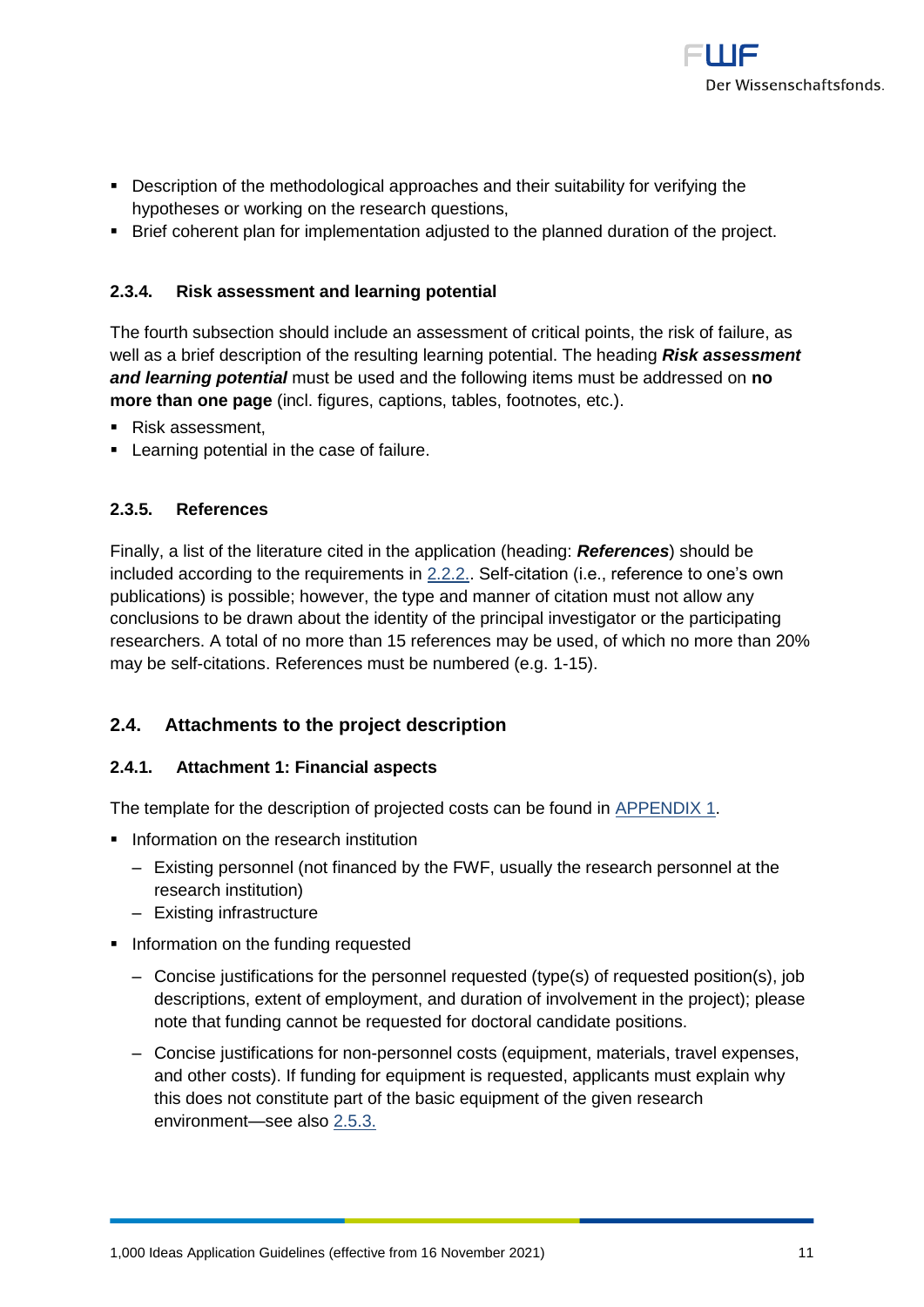- Description of the methodological approaches and their suitability for verifying the hypotheses or working on the research questions,
- Brief coherent plan for implementation adjusted to the planned duration of the project.

#### 2.3.4. Risk assessment and learning potential

The fourth subsection should include an assessment of critical points, the risk of failure, as well as a brief description of the resulting learning potential. The heading ***Risk assessment and learning potential*** must be used and the following items must be addressed on **no more than one page** (incl. figures, captions, tables, footnotes, etc.).

- Risk assessment,
- Learning potential in the case of failure.

#### 2.3.5. References

Finally, a list of the literature cited in the application (heading: ***References***) should be included according to the requirements in 2.2.2.. Self-citation (i.e., reference to one's own publications) is possible; however, the type and manner of citation must not allow any conclusions to be drawn about the identity of the principal investigator or the participating researchers. A total of no more than 15 references may be used, of which no more than 20% may be self-citations. References must be numbered (e.g. 1-15).

### 2.4. Attachments to the project description

#### 2.4.1. Attachment 1: Financial aspects

The template for the description of projected costs can be found in APPENDIX 1.

- Information on the research institution
  - Existing personnel (not financed by the FWF, usually the research personnel at the research institution)
  - Existing infrastructure
- Information on the funding requested
  - Concise justifications for the personnel requested (type(s) of requested position(s), job descriptions, extent of employment, and duration of involvement in the project); please note that funding cannot be requested for doctoral candidate positions.
  - Concise justifications for non-personnel costs (equipment, materials, travel expenses, and other costs). If funding for equipment is requested, applicants must explain why this does not constitute part of the basic equipment of the given research environment—see also 2.5.3.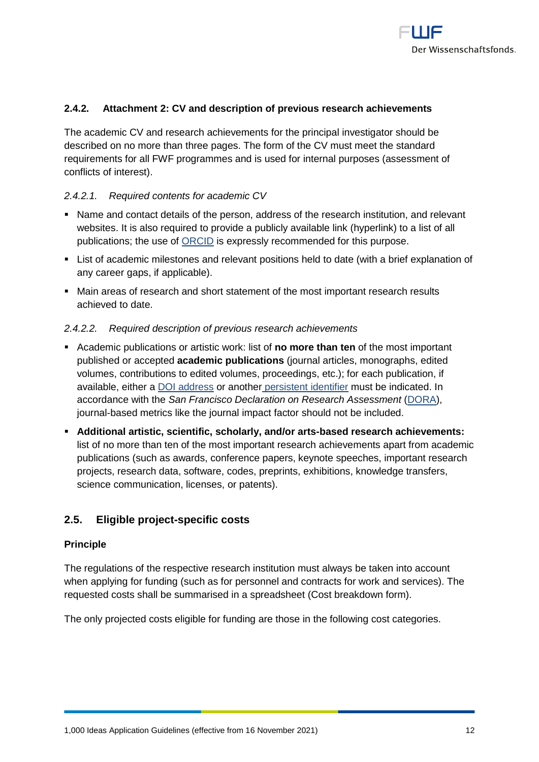### 2.4.2. Attachment 2: CV and description of previous research achievements

The academic CV and research achievements for the principal investigator should be described on no more than three pages. The form of the CV must meet the standard requirements for all FWF programmes and is used for internal purposes (assessment of conflicts of interest).

#### *2.4.2.1. Required contents for academic CV*

- Name and contact details of the person, address of the research institution, and relevant websites. It is also required to provide a publicly available link (hyperlink) to a list of all publications; the use of ORCID is expressly recommended for this purpose.
- List of academic milestones and relevant positions held to date (with a brief explanation of any career gaps, if applicable).
- Main areas of research and short statement of the most important research results achieved to date.

#### *2.4.2.2. Required description of previous research achievements*

- Academic publications or artistic work: list of **no more than ten** of the most important published or accepted **academic publications** (journal articles, monographs, edited volumes, contributions to edited volumes, proceedings, etc.); for each publication, if available, either a DOI address or another persistent identifier must be indicated. In accordance with the *San Francisco Declaration on Research Assessment* (DORA), journal-based metrics like the journal impact factor should not be included.
- **Additional artistic, scientific, scholarly, and/or arts-based research achievements:** list of no more than ten of the most important research achievements apart from academic publications (such as awards, conference papers, keynote speeches, important research projects, research data, software, codes, preprints, exhibitions, knowledge transfers, science communication, licenses, or patents).

## 2.5. Eligible project-specific costs

**Principle**

The regulations of the respective research institution must always be taken into account when applying for funding (such as for personnel and contracts for work and services). The requested costs shall be summarised in a spreadsheet (Cost breakdown form).

The only projected costs eligible for funding are those in the following cost categories.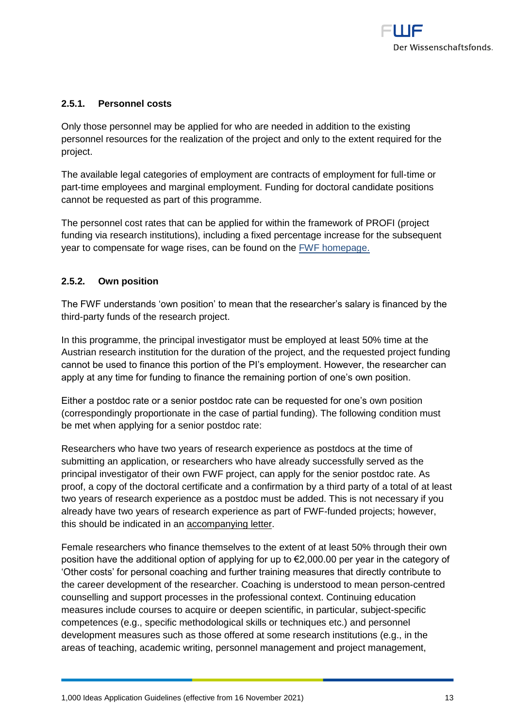### 2.5.1. Personnel costs

Only those personnel may be applied for who are needed in addition to the existing personnel resources for the realization of the project and only to the extent required for the project.

The available legal categories of employment are contracts of employment for full-time or part-time employees and marginal employment. Funding for doctoral candidate positions cannot be requested as part of this programme.

The personnel cost rates that can be applied for within the framework of PROFI (project funding via research institutions), including a fixed percentage increase for the subsequent year to compensate for wage rises, can be found on the FWF homepage.

### 2.5.2. Own position

The FWF understands 'own position' to mean that the researcher's salary is financed by the third-party funds of the research project.

In this programme, the principal investigator must be employed at least 50% time at the Austrian research institution for the duration of the project, and the requested project funding cannot be used to finance this portion of the PI's employment. However, the researcher can apply at any time for funding to finance the remaining portion of one's own position.

Either a postdoc rate or a senior postdoc rate can be requested for one's own position (correspondingly proportionate in the case of partial funding). The following condition must be met when applying for a senior postdoc rate:

Researchers who have two years of research experience as postdocs at the time of submitting an application, or researchers who have already successfully served as the principal investigator of their own FWF project, can apply for the senior postdoc rate. As proof, a copy of the doctoral certificate and a confirmation by a third party of a total of at least two years of research experience as a postdoc must be added. This is not necessary if you already have two years of research experience as part of FWF-funded projects; however, this should be indicated in an accompanying letter.

Female researchers who finance themselves to the extent of at least 50% through their own position have the additional option of applying for up to €2,000.00 per year in the category of 'Other costs' for personal coaching and further training measures that directly contribute to the career development of the researcher. Coaching is understood to mean person-centred counselling and support processes in the professional context. Continuing education measures include courses to acquire or deepen scientific, in particular, subject-specific competences (e.g., specific methodological skills or techniques etc.) and personnel development measures such as those offered at some research institutions (e.g., in the areas of teaching, academic writing, personnel management and project management,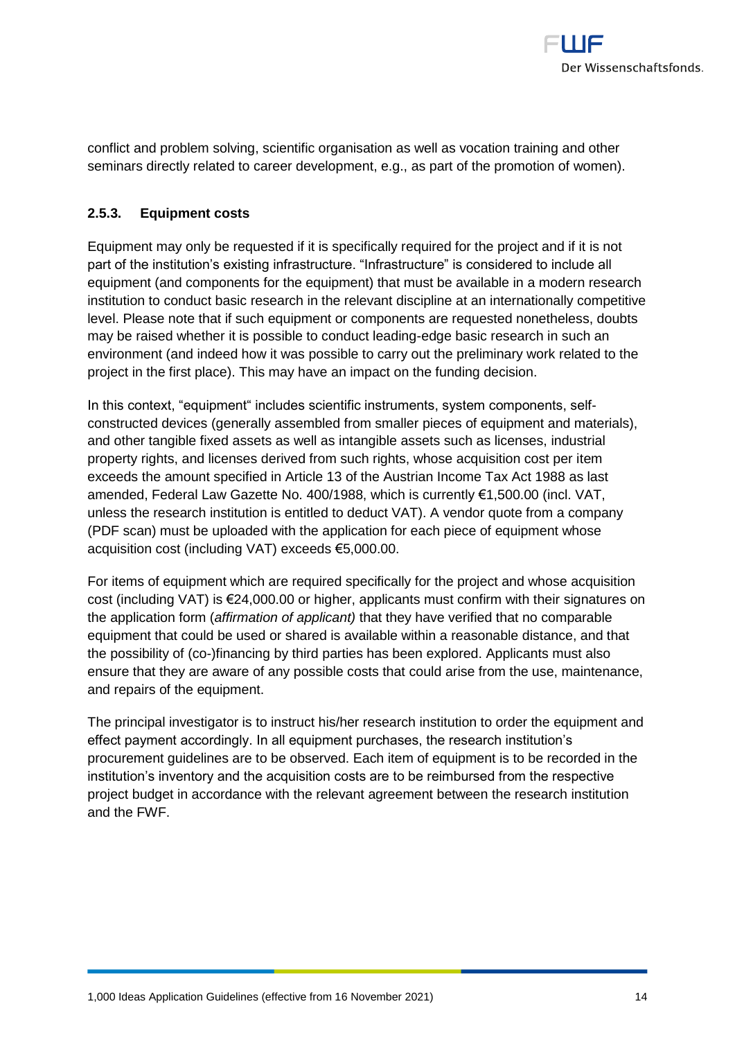conflict and problem solving, scientific organisation as well as vocation training and other seminars directly related to career development, e.g., as part of the promotion of women).

### 2.5.3. Equipment costs

Equipment may only be requested if it is specifically required for the project and if it is not part of the institution's existing infrastructure. "Infrastructure" is considered to include all equipment (and components for the equipment) that must be available in a modern research institution to conduct basic research in the relevant discipline at an internationally competitive level. Please note that if such equipment or components are requested nonetheless, doubts may be raised whether it is possible to conduct leading-edge basic research in such an environment (and indeed how it was possible to carry out the preliminary work related to the project in the first place). This may have an impact on the funding decision.

In this context, "equipment" includes scientific instruments, system components, self-constructed devices (generally assembled from smaller pieces of equipment and materials), and other tangible fixed assets as well as intangible assets such as licenses, industrial property rights, and licenses derived from such rights, whose acquisition cost per item exceeds the amount specified in Article 13 of the Austrian Income Tax Act 1988 as last amended, Federal Law Gazette No. 400/1988, which is currently €1,500.00 (incl. VAT, unless the research institution is entitled to deduct VAT). A vendor quote from a company (PDF scan) must be uploaded with the application for each piece of equipment whose acquisition cost (including VAT) exceeds €5,000.00.

For items of equipment which are required specifically for the project and whose acquisition cost (including VAT) is €24,000.00 or higher, applicants must confirm with their signatures on the application form (*affirmation of applicant)* that they have verified that no comparable equipment that could be used or shared is available within a reasonable distance, and that the possibility of (co-)financing by third parties has been explored. Applicants must also ensure that they are aware of any possible costs that could arise from the use, maintenance, and repairs of the equipment.

The principal investigator is to instruct his/her research institution to order the equipment and effect payment accordingly. In all equipment purchases, the research institution's procurement guidelines are to be observed. Each item of equipment is to be recorded in the institution's inventory and the acquisition costs are to be reimbursed from the respective project budget in accordance with the relevant agreement between the research institution and the FWF.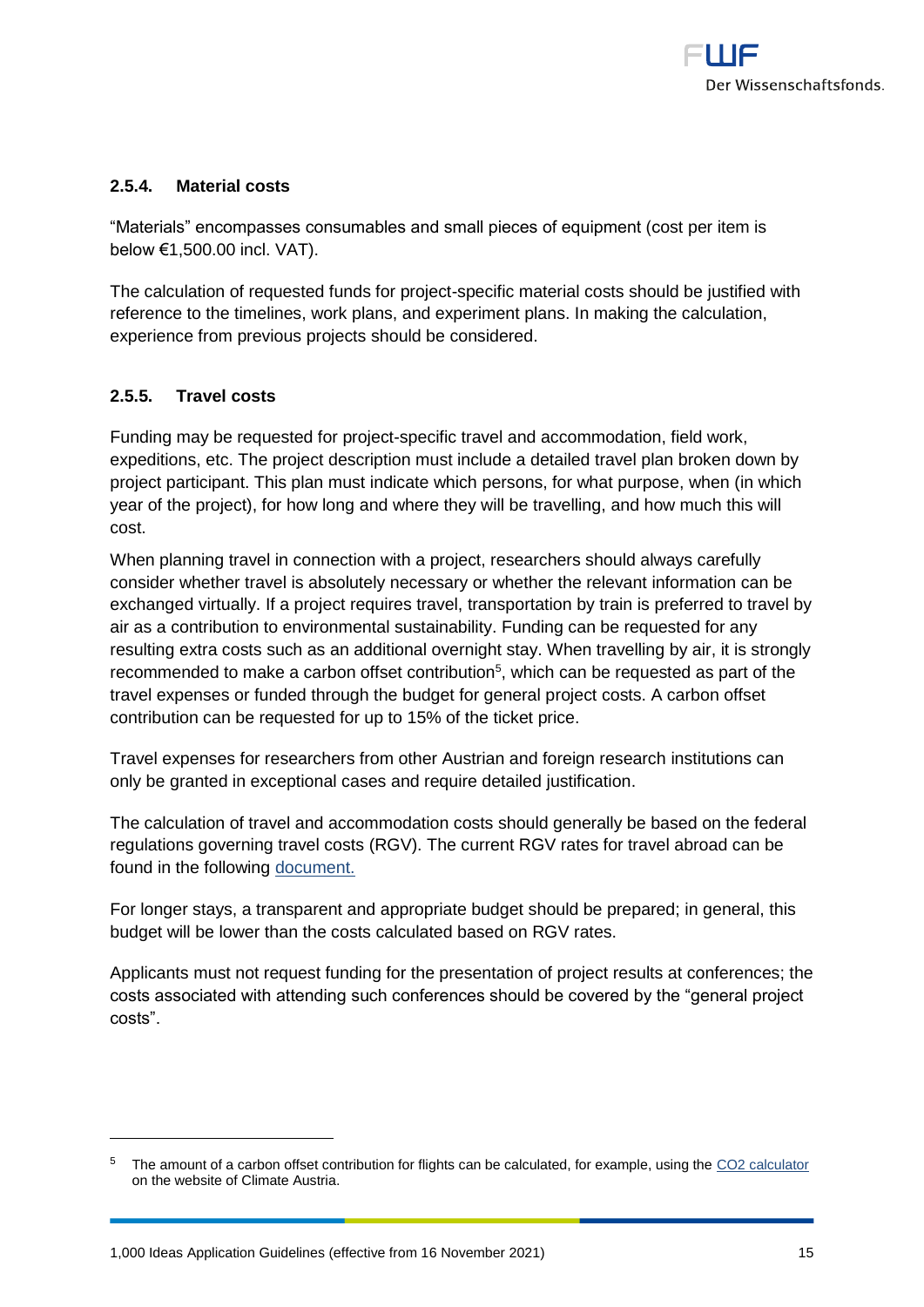#### 2.5.4. Material costs

"Materials" encompasses consumables and small pieces of equipment (cost per item is below €1,500.00 incl. VAT).

The calculation of requested funds for project-specific material costs should be justified with reference to the timelines, work plans, and experiment plans. In making the calculation, experience from previous projects should be considered.

#### 2.5.5. Travel costs

Funding may be requested for project-specific travel and accommodation, field work, expeditions, etc. The project description must include a detailed travel plan broken down by project participant. This plan must indicate which persons, for what purpose, when (in which year of the project), for how long and where they will be travelling, and how much this will cost.

When planning travel in connection with a project, researchers should always carefully consider whether travel is absolutely necessary or whether the relevant information can be exchanged virtually. If a project requires travel, transportation by train is preferred to travel by air as a contribution to environmental sustainability. Funding can be requested for any resulting extra costs such as an additional overnight stay. When travelling by air, it is strongly recommended to make a carbon offset contribution[5], which can be requested as part of the travel expenses or funded through the budget for general project costs. A carbon offset contribution can be requested for up to 15% of the ticket price.

Travel expenses for researchers from other Austrian and foreign research institutions can only be granted in exceptional cases and require detailed justification.

The calculation of travel and accommodation costs should generally be based on the federal regulations governing travel costs (RGV). The current RGV rates for travel abroad can be found in the following document.

For longer stays, a transparent and appropriate budget should be prepared; in general, this budget will be lower than the costs calculated based on RGV rates.

Applicants must not request funding for the presentation of project results at conferences; the costs associated with attending such conferences should be covered by the "general project costs".

---

[5] The amount of a carbon offset contribution for flights can be calculated, for example, using the CO2 calculator on the website of Climate Austria.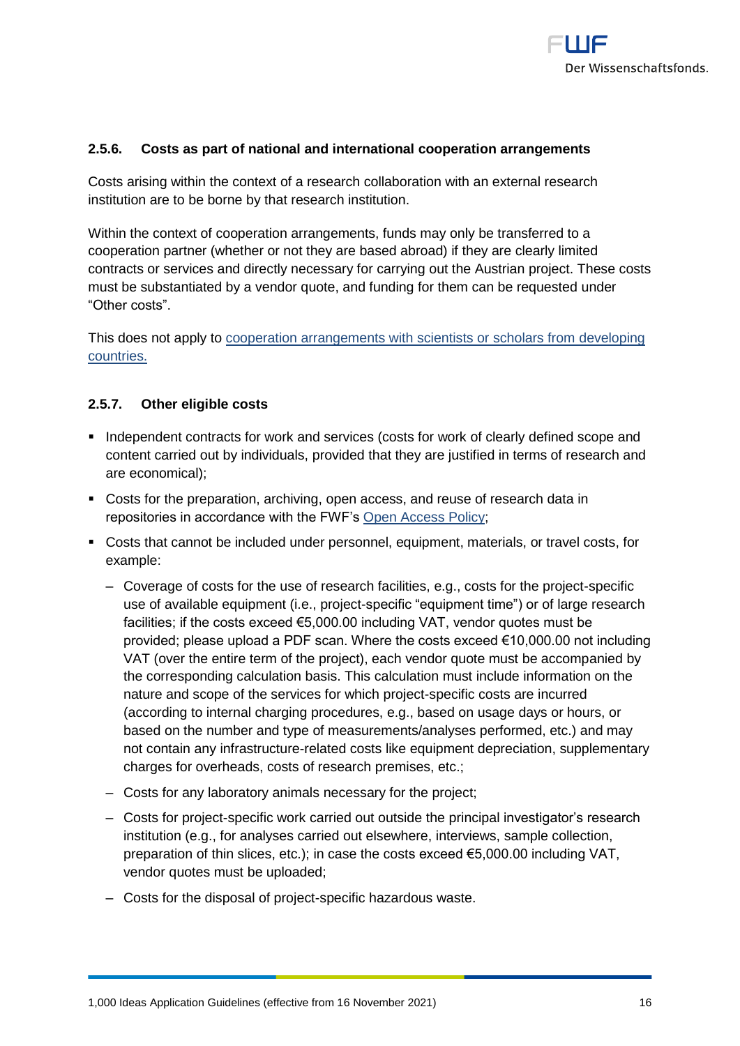### 2.5.6. Costs as part of national and international cooperation arrangements

Costs arising within the context of a research collaboration with an external research institution are to be borne by that research institution.

Within the context of cooperation arrangements, funds may only be transferred to a cooperation partner (whether or not they are based abroad) if they are clearly limited contracts or services and directly necessary for carrying out the Austrian project. These costs must be substantiated by a vendor quote, and funding for them can be requested under "Other costs".

This does not apply to [cooperation arrangements with scientists or scholars from developing countries.]

### 2.5.7. Other eligible costs

- Independent contracts for work and services (costs for work of clearly defined scope and content carried out by individuals, provided that they are justified in terms of research and are economical);
- Costs for the preparation, archiving, open access, and reuse of research data in repositories in accordance with the FWF's [Open Access Policy];
- Costs that cannot be included under personnel, equipment, materials, or travel costs, for example:
  - Coverage of costs for the use of research facilities, e.g., costs for the project-specific use of available equipment (i.e., project-specific "equipment time") or of large research facilities; if the costs exceed €5,000.00 including VAT, vendor quotes must be provided; please upload a PDF scan. Where the costs exceed €10,000.00 not including VAT (over the entire term of the project), each vendor quote must be accompanied by the corresponding calculation basis. This calculation must include information on the nature and scope of the services for which project-specific costs are incurred (according to internal charging procedures, e.g., based on usage days or hours, or based on the number and type of measurements/analyses performed, etc.) and may not contain any infrastructure-related costs like equipment depreciation, supplementary charges for overheads, costs of research premises, etc.;
  - Costs for any laboratory animals necessary for the project;
  - Costs for project-specific work carried out outside the principal investigator's research institution (e.g., for analyses carried out elsewhere, interviews, sample collection, preparation of thin slices, etc.); in case the costs exceed €5,000.00 including VAT, vendor quotes must be uploaded;
  - Costs for the disposal of project-specific hazardous waste.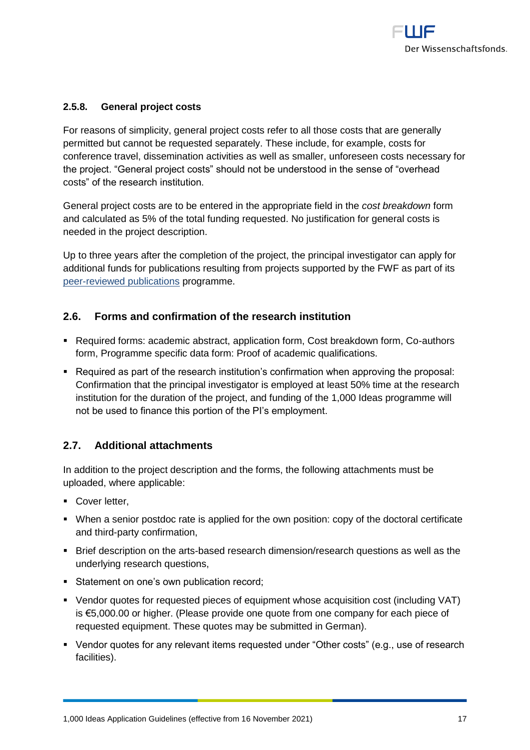#### 2.5.8. General project costs

For reasons of simplicity, general project costs refer to all those costs that are generally permitted but cannot be requested separately. These include, for example, costs for conference travel, dissemination activities as well as smaller, unforeseen costs necessary for the project. "General project costs" should not be understood in the sense of "overhead costs" of the research institution.

General project costs are to be entered in the appropriate field in the *cost breakdown* form and calculated as 5% of the total funding requested. No justification for general costs is needed in the project description.

Up to three years after the completion of the project, the principal investigator can apply for additional funds for publications resulting from projects supported by the FWF as part of its peer-reviewed publications programme.

### 2.6. Forms and confirmation of the research institution

- Required forms: academic abstract, application form, Cost breakdown form, Co-authors form, Programme specific data form: Proof of academic qualifications.
- Required as part of the research institution's confirmation when approving the proposal: Confirmation that the principal investigator is employed at least 50% time at the research institution for the duration of the project, and funding of the 1,000 Ideas programme will not be used to finance this portion of the PI's employment.

### 2.7. Additional attachments

In addition to the project description and the forms, the following attachments must be uploaded, where applicable:

- Cover letter,
- When a senior postdoc rate is applied for the own position: copy of the doctoral certificate and third-party confirmation,
- Brief description on the arts-based research dimension/research questions as well as the underlying research questions,
- Statement on one's own publication record;
- Vendor quotes for requested pieces of equipment whose acquisition cost (including VAT) is €5,000.00 or higher. (Please provide one quote from one company for each piece of requested equipment. These quotes may be submitted in German).
- Vendor quotes for any relevant items requested under "Other costs" (e.g., use of research facilities).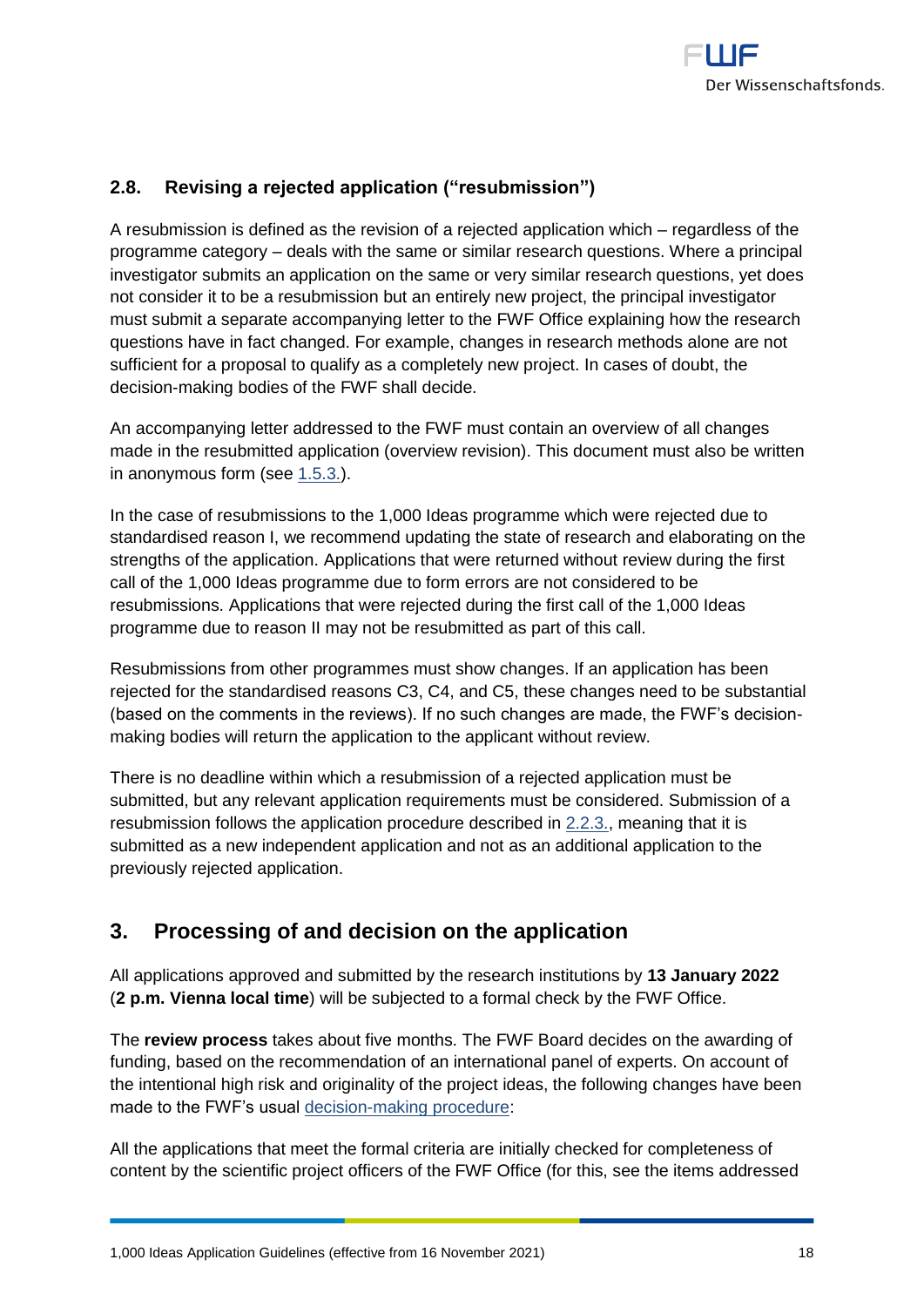### 2.8. Revising a rejected application ("resubmission")

A resubmission is defined as the revision of a rejected application which – regardless of the programme category – deals with the same or similar research questions. Where a principal investigator submits an application on the same or very similar research questions, yet does not consider it to be a resubmission but an entirely new project, the principal investigator must submit a separate accompanying letter to the FWF Office explaining how the research questions have in fact changed. For example, changes in research methods alone are not sufficient for a proposal to qualify as a completely new project. In cases of doubt, the decision-making bodies of the FWF shall decide.

An accompanying letter addressed to the FWF must contain an overview of all changes made in the resubmitted application (overview revision). This document must also be written in anonymous form (see 1.5.3.).

In the case of resubmissions to the 1,000 Ideas programme which were rejected due to standardised reason I, we recommend updating the state of research and elaborating on the strengths of the application. Applications that were returned without review during the first call of the 1,000 Ideas programme due to form errors are not considered to be resubmissions. Applications that were rejected during the first call of the 1,000 Ideas programme due to reason II may not be resubmitted as part of this call.

Resubmissions from other programmes must show changes. If an application has been rejected for the standardised reasons C3, C4, and C5, these changes need to be substantial (based on the comments in the reviews). If no such changes are made, the FWF's decision-making bodies will return the application to the applicant without review.

There is no deadline within which a resubmission of a rejected application must be submitted, but any relevant application requirements must be considered. Submission of a resubmission follows the application procedure described in 2.2.3., meaning that it is submitted as a new independent application and not as an additional application to the previously rejected application.

## 3. Processing of and decision on the application

All applications approved and submitted by the research institutions by **13 January 2022** (**2 p.m. Vienna local time**) will be subjected to a formal check by the FWF Office.

The **review process** takes about five months. The FWF Board decides on the awarding of funding, based on the recommendation of an international panel of experts. On account of the intentional high risk and originality of the project ideas, the following changes have been made to the FWF's usual decision-making procedure:

All the applications that meet the formal criteria are initially checked for completeness of content by the scientific project officers of the FWF Office (for this, see the items addressed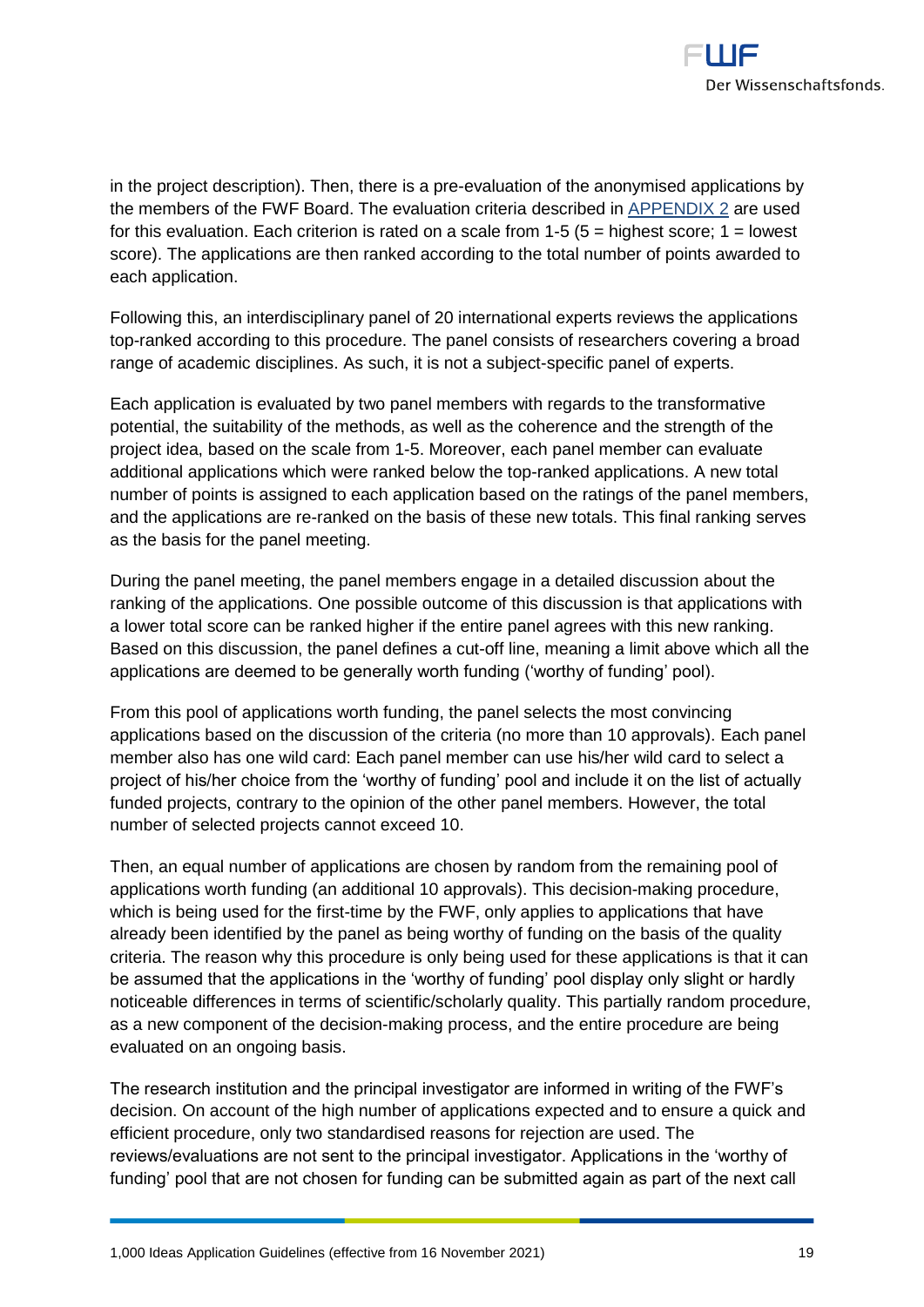in the project description). Then, there is a pre-evaluation of the anonymised applications by the members of the FWF Board. The evaluation criteria described in APPENDIX 2 are used for this evaluation. Each criterion is rated on a scale from 1-5 (5 = highest score; 1 = lowest score). The applications are then ranked according to the total number of points awarded to each application.

Following this, an interdisciplinary panel of 20 international experts reviews the applications top-ranked according to this procedure. The panel consists of researchers covering a broad range of academic disciplines. As such, it is not a subject-specific panel of experts.

Each application is evaluated by two panel members with regards to the transformative potential, the suitability of the methods, as well as the coherence and the strength of the project idea, based on the scale from 1-5. Moreover, each panel member can evaluate additional applications which were ranked below the top-ranked applications. A new total number of points is assigned to each application based on the ratings of the panel members, and the applications are re-ranked on the basis of these new totals. This final ranking serves as the basis for the panel meeting.

During the panel meeting, the panel members engage in a detailed discussion about the ranking of the applications. One possible outcome of this discussion is that applications with a lower total score can be ranked higher if the entire panel agrees with this new ranking. Based on this discussion, the panel defines a cut-off line, meaning a limit above which all the applications are deemed to be generally worth funding ('worthy of funding' pool).

From this pool of applications worth funding, the panel selects the most convincing applications based on the discussion of the criteria (no more than 10 approvals). Each panel member also has one wild card: Each panel member can use his/her wild card to select a project of his/her choice from the 'worthy of funding' pool and include it on the list of actually funded projects, contrary to the opinion of the other panel members. However, the total number of selected projects cannot exceed 10.

Then, an equal number of applications are chosen by random from the remaining pool of applications worth funding (an additional 10 approvals). This decision-making procedure, which is being used for the first-time by the FWF, only applies to applications that have already been identified by the panel as being worthy of funding on the basis of the quality criteria. The reason why this procedure is only being used for these applications is that it can be assumed that the applications in the 'worthy of funding' pool display only slight or hardly noticeable differences in terms of scientific/scholarly quality. This partially random procedure, as a new component of the decision-making process, and the entire procedure are being evaluated on an ongoing basis.

The research institution and the principal investigator are informed in writing of the FWF's decision. On account of the high number of applications expected and to ensure a quick and efficient procedure, only two standardised reasons for rejection are used. The reviews/evaluations are not sent to the principal investigator. Applications in the 'worthy of funding' pool that are not chosen for funding can be submitted again as part of the next call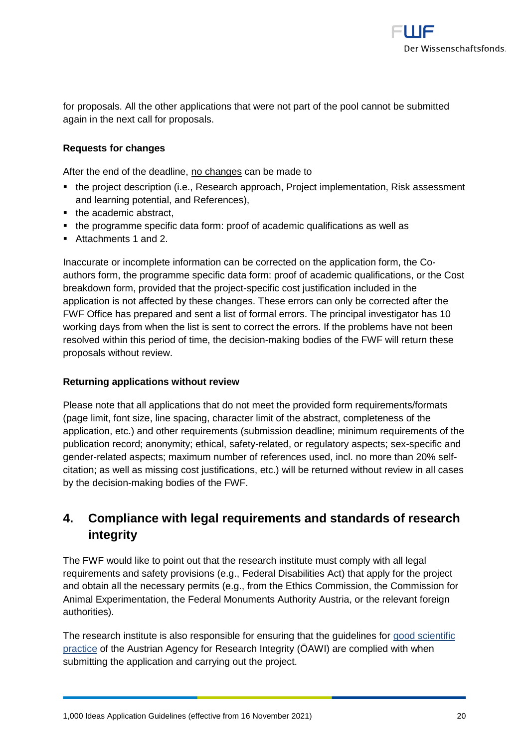for proposals. All the other applications that were not part of the pool cannot be submitted again in the next call for proposals.

**Requests for changes**

After the end of the deadline, no changes can be made to

- the project description (i.e., Research approach, Project implementation, Risk assessment and learning potential, and References),
- the academic abstract,
- the programme specific data form: proof of academic qualifications as well as
- Attachments 1 and 2.

Inaccurate or incomplete information can be corrected on the application form, the Co-authors form, the programme specific data form: proof of academic qualifications, or the Cost breakdown form, provided that the project-specific cost justification included in the application is not affected by these changes. These errors can only be corrected after the FWF Office has prepared and sent a list of formal errors. The principal investigator has 10 working days from when the list is sent to correct the errors. If the problems have not been resolved within this period of time, the decision-making bodies of the FWF will return these proposals without review.

**Returning applications without review**

Please note that all applications that do not meet the provided form requirements/formats (page limit, font size, line spacing, character limit of the abstract, completeness of the application, etc.) and other requirements (submission deadline; minimum requirements of the publication record; anonymity; ethical, safety-related, or regulatory aspects; sex-specific and gender-related aspects; maximum number of references used, incl. no more than 20% self-citation; as well as missing cost justifications, etc.) will be returned without review in all cases by the decision-making bodies of the FWF.

## 4. Compliance with legal requirements and standards of research integrity

The FWF would like to point out that the research institute must comply with all legal requirements and safety provisions (e.g., Federal Disabilities Act) that apply for the project and obtain all the necessary permits (e.g., from the Ethics Commission, the Commission for Animal Experimentation, the Federal Monuments Authority Austria, or the relevant foreign authorities).

The research institute is also responsible for ensuring that the guidelines for good scientific practice of the Austrian Agency for Research Integrity (ÖAWI) are complied with when submitting the application and carrying out the project.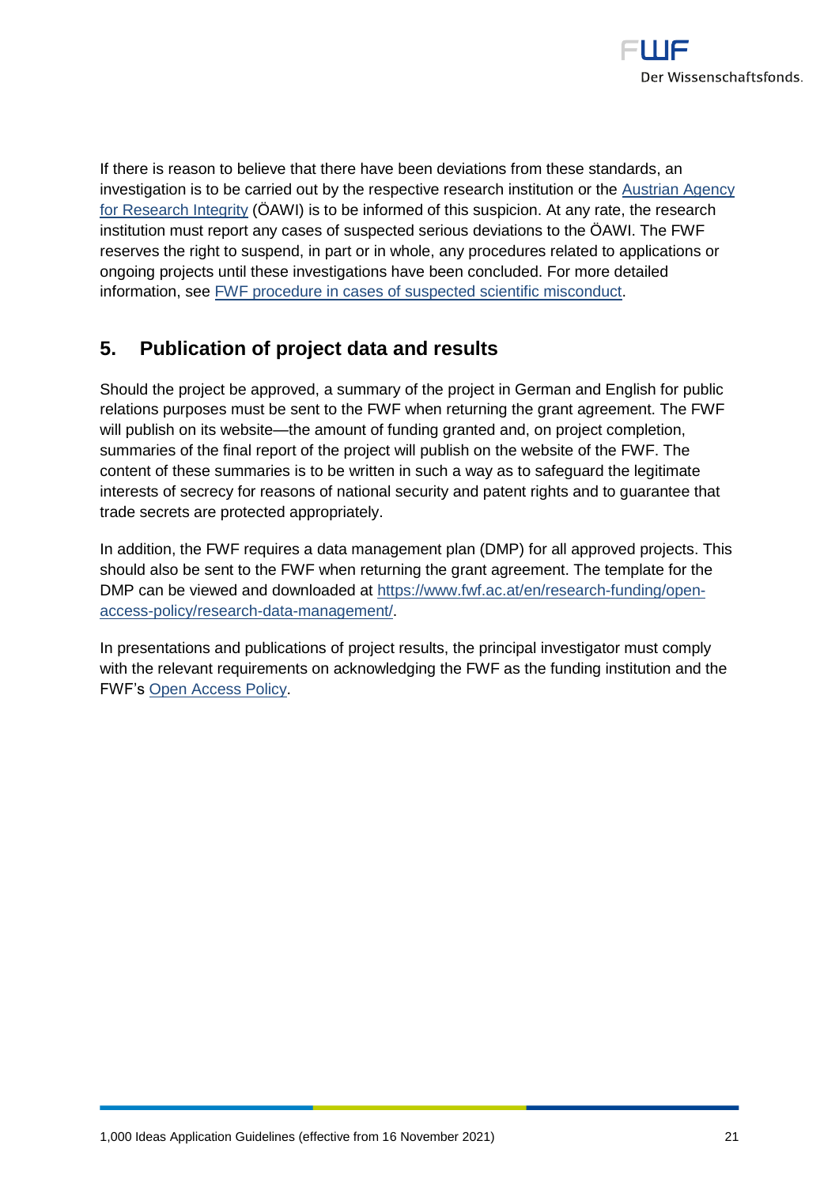If there is reason to believe that there have been deviations from these standards, an investigation is to be carried out by the respective research institution or the [Austrian Agency for Research Integrity](#) (ÖAWI) is to be informed of this suspicion. At any rate, the research institution must report any cases of suspected serious deviations to the ÖAWI. The FWF reserves the right to suspend, in part or in whole, any procedures related to applications or ongoing projects until these investigations have been concluded. For more detailed information, see [FWF procedure in cases of suspected scientific misconduct](#).

## 5. Publication of project data and results

Should the project be approved, a summary of the project in German and English for public relations purposes must be sent to the FWF when returning the grant agreement. The FWF will publish on its website—the amount of funding granted and, on project completion, summaries of the final report of the project will publish on the website of the FWF. The content of these summaries is to be written in such a way as to safeguard the legitimate interests of secrecy for reasons of national security and patent rights and to guarantee that trade secrets are protected appropriately.

In addition, the FWF requires a data management plan (DMP) for all approved projects. This should also be sent to the FWF when returning the grant agreement. The template for the DMP can be viewed and downloaded at [https://www.fwf.ac.at/en/research-funding/open-access-policy/research-data-management/](https://www.fwf.ac.at/en/research-funding/open-access-policy/research-data-management/).

In presentations and publications of project results, the principal investigator must comply with the relevant requirements on acknowledging the FWF as the funding institution and the FWF's [Open Access Policy](#).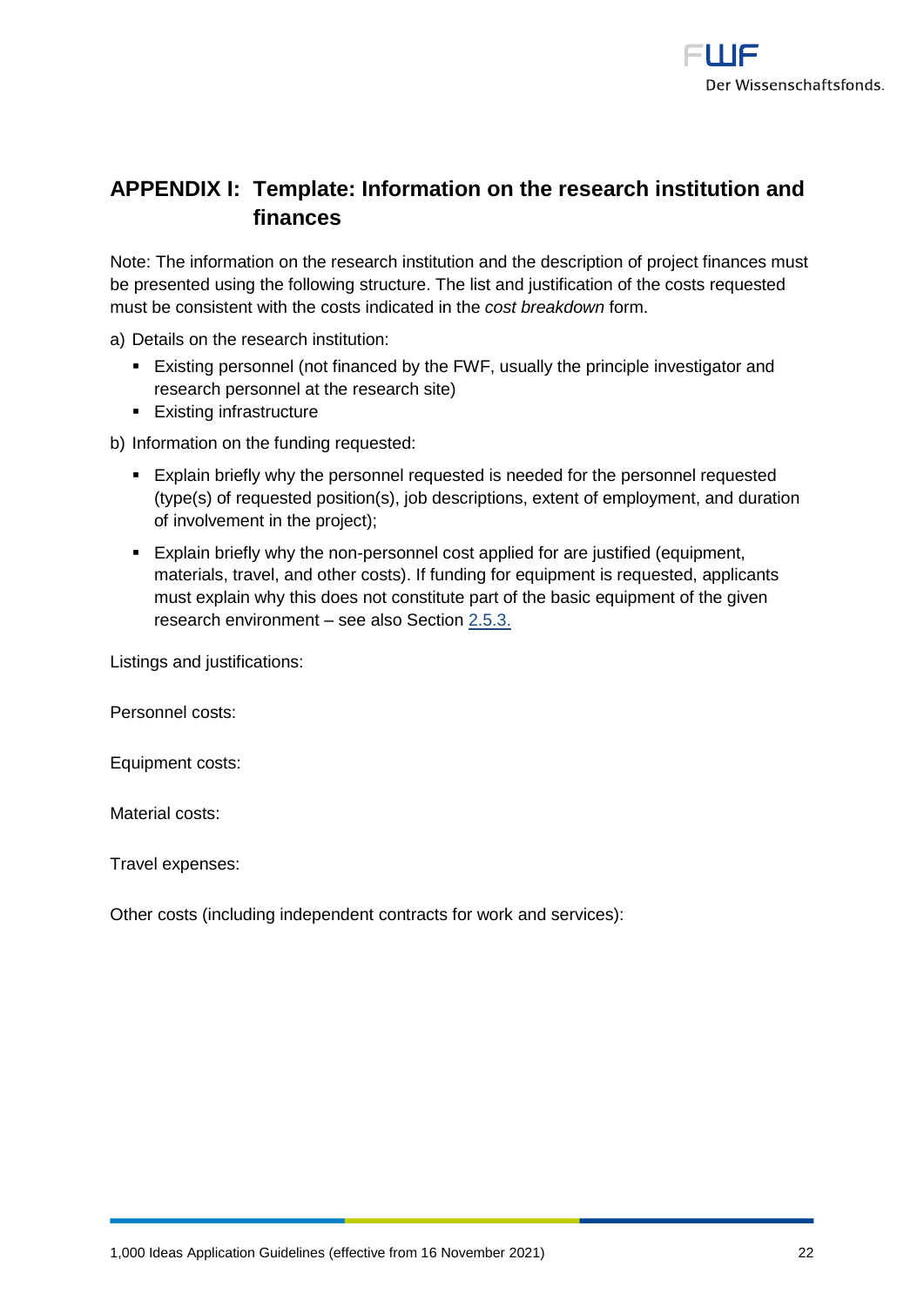# APPENDIX I: Template: Information on the research institution and finances

Note: The information on the research institution and the description of project finances must be presented using the following structure. The list and justification of the costs requested must be consistent with the costs indicated in the *cost breakdown* form.

a) Details on the research institution:

- Existing personnel (not financed by the FWF, usually the principle investigator and research personnel at the research site)
- Existing infrastructure

b) Information on the funding requested:

- Explain briefly why the personnel requested is needed for the personnel requested (type(s) of requested position(s), job descriptions, extent of employment, and duration of involvement in the project);
- Explain briefly why the non-personnel cost applied for are justified (equipment, materials, travel, and other costs). If funding for equipment is requested, applicants must explain why this does not constitute part of the basic equipment of the given research environment – see also Section 2.5.3.

Listings and justifications:

Personnel costs:

Equipment costs:

Material costs:

Travel expenses:

Other costs (including independent contracts for work and services):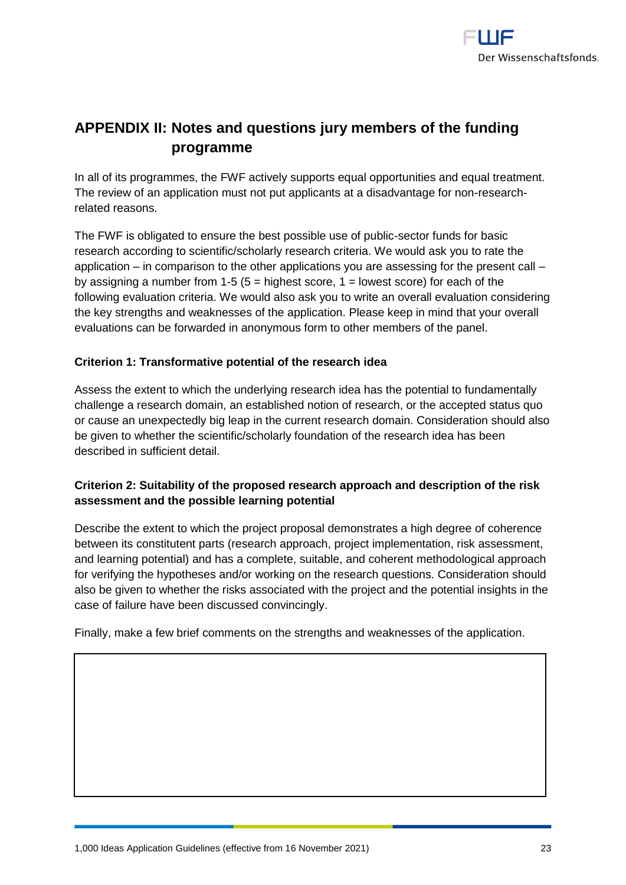# APPENDIX II: Notes and questions jury members of the funding programme

In all of its programmes, the FWF actively supports equal opportunities and equal treatment. The review of an application must not put applicants at a disadvantage for non-research-related reasons.

The FWF is obligated to ensure the best possible use of public-sector funds for basic research according to scientific/scholarly research criteria. We would ask you to rate the application – in comparison to the other applications you are assessing for the present call – by assigning a number from 1-5 (5 = highest score, 1 = lowest score) for each of the following evaluation criteria. We would also ask you to write an overall evaluation considering the key strengths and weaknesses of the application. Please keep in mind that your overall evaluations can be forwarded in anonymous form to other members of the panel.

**Criterion 1: Transformative potential of the research idea**

Assess the extent to which the underlying research idea has the potential to fundamentally challenge a research domain, an established notion of research, or the accepted status quo or cause an unexpectedly big leap in the current research domain. Consideration should also be given to whether the scientific/scholarly foundation of the research idea has been described in sufficient detail.

**Criterion 2: Suitability of the proposed research approach and description of the risk assessment and the possible learning potential**

Describe the extent to which the project proposal demonstrates a high degree of coherence between its constitutent parts (research approach, project implementation, risk assessment, and learning potential) and has a complete, suitable, and coherent methodological approach for verifying the hypotheses and/or working on the research questions. Consideration should also be given to whether the risks associated with the project and the potential insights in the case of failure have been discussed convincingly.

Finally, make a few brief comments on the strengths and weaknesses of the application.